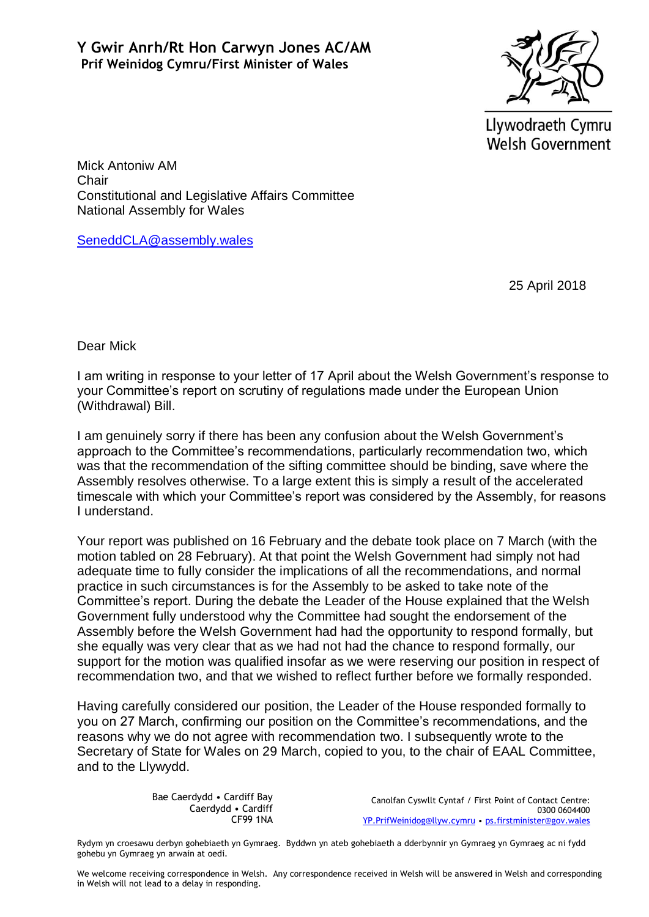**Y Gwir Anrh/Rt Hon Carwyn Jones AC/AM**
**Prif Weinidog Cymru/First Minister of Wales**

Llywodraeth Cymru
Welsh Government

Mick Antoniw AM
Chair
Constitutional and Legislative Affairs Committee
National Assembly for Wales

SeneddCLA@assembly.wales

25 April 2018

Dear Mick

I am writing in response to your letter of 17 April about the Welsh Government's response to your Committee's report on scrutiny of regulations made under the European Union (Withdrawal) Bill.

I am genuinely sorry if there has been any confusion about the Welsh Government's approach to the Committee's recommendations, particularly recommendation two, which was that the recommendation of the sifting committee should be binding, save where the Assembly resolves otherwise. To a large extent this is simply a result of the accelerated timescale with which your Committee's report was considered by the Assembly, for reasons I understand.

Your report was published on 16 February and the debate took place on 7 March (with the motion tabled on 28 February). At that point the Welsh Government had simply not had adequate time to fully consider the implications of all the recommendations, and normal practice in such circumstances is for the Assembly to be asked to take note of the Committee's report. During the debate the Leader of the House explained that the Welsh Government fully understood why the Committee had sought the endorsement of the Assembly before the Welsh Government had had the opportunity to respond formally, but she equally was very clear that as we had not had the chance to respond formally, our support for the motion was qualified insofar as we were reserving our position in respect of recommendation two, and that we wished to reflect further before we formally responded.

Having carefully considered our position, the Leader of the House responded formally to you on 27 March, confirming our position on the Committee's recommendations, and the reasons why we do not agree with recommendation two. I subsequently wrote to the Secretary of State for Wales on 29 March, copied to you, to the chair of EAAL Committee, and to the Llywydd.

Bae Caerdydd • Cardiff Bay
Caerdydd • Cardiff
CF99 1NA

Canolfan Cyswllt Cyntaf / First Point of Contact Centre:
0300 0604400
YP.PrifWeinidog@llyw.cymru • ps.firstminister@gov.wales

Rydym yn croesawu derbyn gohebiaeth yn Gymraeg. Byddwn yn ateb gohebiaeth a dderbynnir yn Gymraeg yn Gymraeg ac ni fydd gohebu yn Gymraeg yn arwain at oedi.

We welcome receiving correspondence in Welsh. Any correspondence received in Welsh will be answered in Welsh and corresponding in Welsh will not lead to a delay in responding.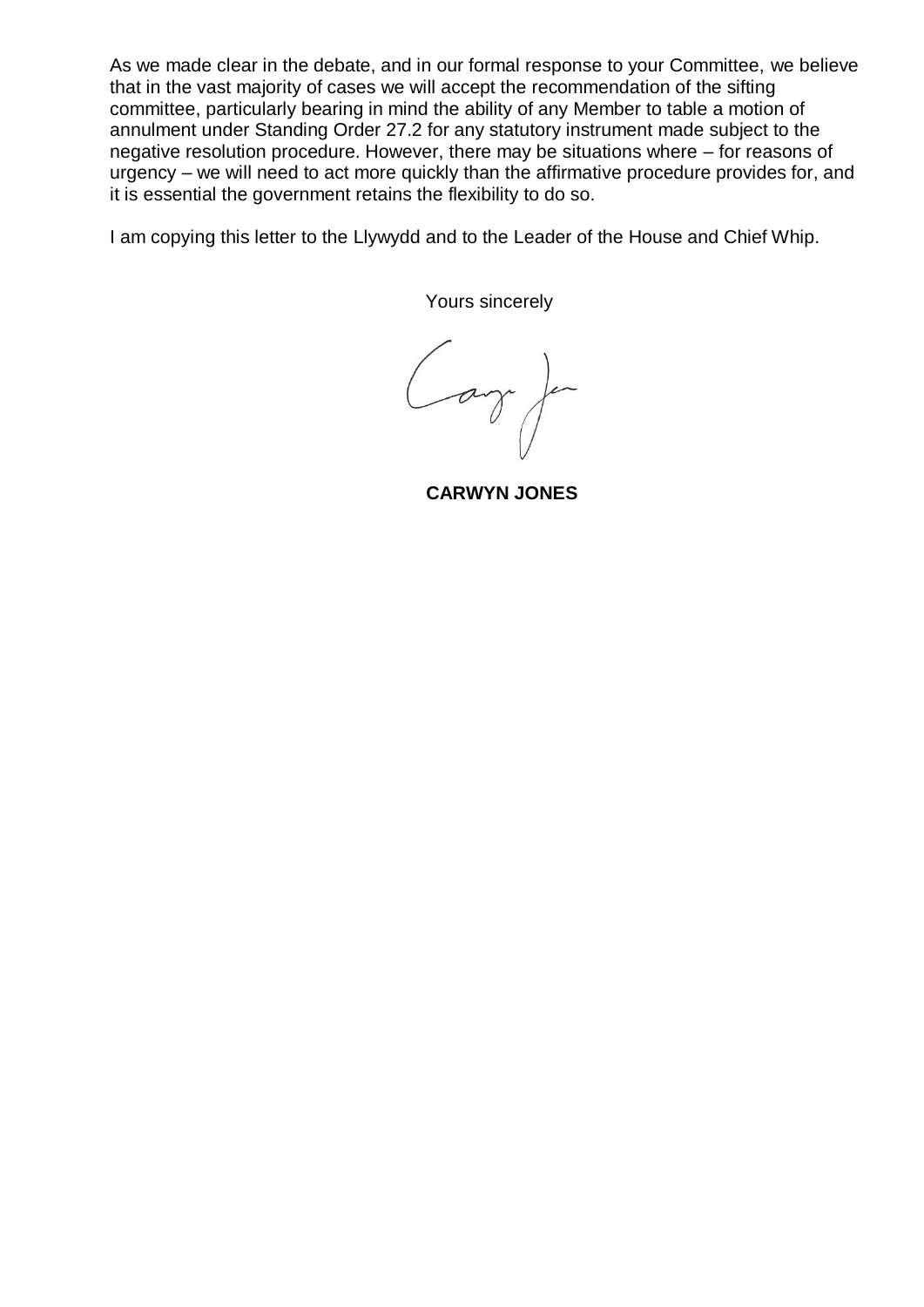As we made clear in the debate, and in our formal response to your Committee, we believe that in the vast majority of cases we will accept the recommendation of the sifting committee, particularly bearing in mind the ability of any Member to table a motion of annulment under Standing Order 27.2 for any statutory instrument made subject to the negative resolution procedure. However, there may be situations where – for reasons of urgency – we will need to act more quickly than the affirmative procedure provides for, and it is essential the government retains the flexibility to do so.

I am copying this letter to the Llywydd and to the Leader of the House and Chief Whip.

Yours sincerely

**CARWYN JONES**